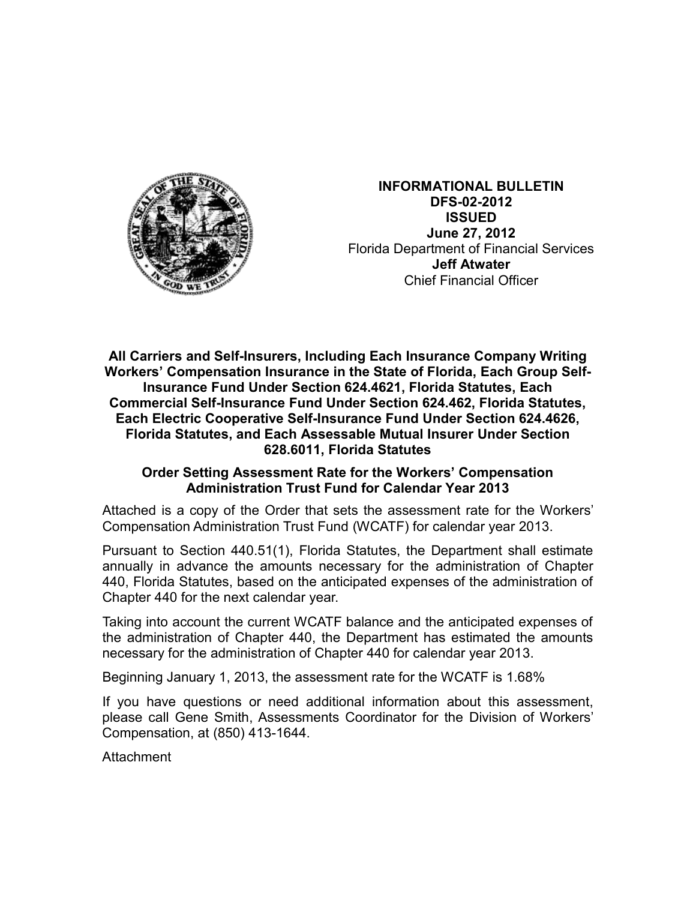**INFORMATIONAL BULLETIN**
**DFS-02-2012**
**ISSUED**
**June 27, 2012**
Florida Department of Financial Services
**Jeff Atwater**
Chief Financial Officer

**All Carriers and Self-Insurers, Including Each Insurance Company Writing Workers' Compensation Insurance in the State of Florida, Each Group Self-Insurance Fund Under Section 624.4621, Florida Statutes, Each Commercial Self-Insurance Fund Under Section 624.462, Florida Statutes, Each Electric Cooperative Self-Insurance Fund Under Section 624.4626, Florida Statutes, and Each Assessable Mutual Insurer Under Section 628.6011, Florida Statutes**

**Order Setting Assessment Rate for the Workers' Compensation Administration Trust Fund for Calendar Year 2013**

Attached is a copy of the Order that sets the assessment rate for the Workers' Compensation Administration Trust Fund (WCATF) for calendar year 2013.

Pursuant to Section 440.51(1), Florida Statutes, the Department shall estimate annually in advance the amounts necessary for the administration of Chapter 440, Florida Statutes, based on the anticipated expenses of the administration of Chapter 440 for the next calendar year.

Taking into account the current WCATF balance and the anticipated expenses of the administration of Chapter 440, the Department has estimated the amounts necessary for the administration of Chapter 440 for calendar year 2013.

Beginning January 1, 2013, the assessment rate for the WCATF is 1.68%

If you have questions or need additional information about this assessment, please call Gene Smith, Assessments Coordinator for the Division of Workers' Compensation, at (850) 413-1644.

Attachment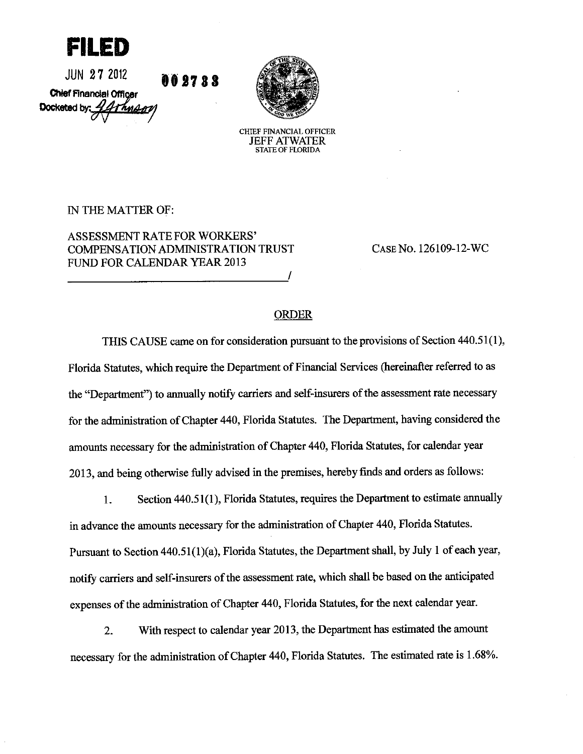**FILED**

JUN 27 2012

Chief Financial Officer

Docketed by: [signature]

002733

CHIEF FINANCIAL OFFICER
JEFF ATWATER
STATE OF FLORIDA

IN THE MATTER OF:

ASSESSMENT RATE FOR WORKERS' COMPENSATION ADMINISTRATION TRUST FUND FOR CALENDAR YEAR 2013

CASE NO. 126109-12-WC

## ORDER

THIS CAUSE came on for consideration pursuant to the provisions of Section 440.51(1), Florida Statutes, which require the Department of Financial Services (hereinafter referred to as the "Department") to annually notify carriers and self-insurers of the assessment rate necessary for the administration of Chapter 440, Florida Statutes. The Department, having considered the amounts necessary for the administration of Chapter 440, Florida Statutes, for calendar year 2013, and being otherwise fully advised in the premises, hereby finds and orders as follows:

1. Section 440.51(1), Florida Statutes, requires the Department to estimate annually in advance the amounts necessary for the administration of Chapter 440, Florida Statutes. Pursuant to Section 440.51(1)(a), Florida Statutes, the Department shall, by July 1 of each year, notify carriers and self-insurers of the assessment rate, which shall be based on the anticipated expenses of the administration of Chapter 440, Florida Statutes, for the next calendar year.

2. With respect to calendar year 2013, the Department has estimated the amount necessary for the administration of Chapter 440, Florida Statutes. The estimated rate is 1.68%.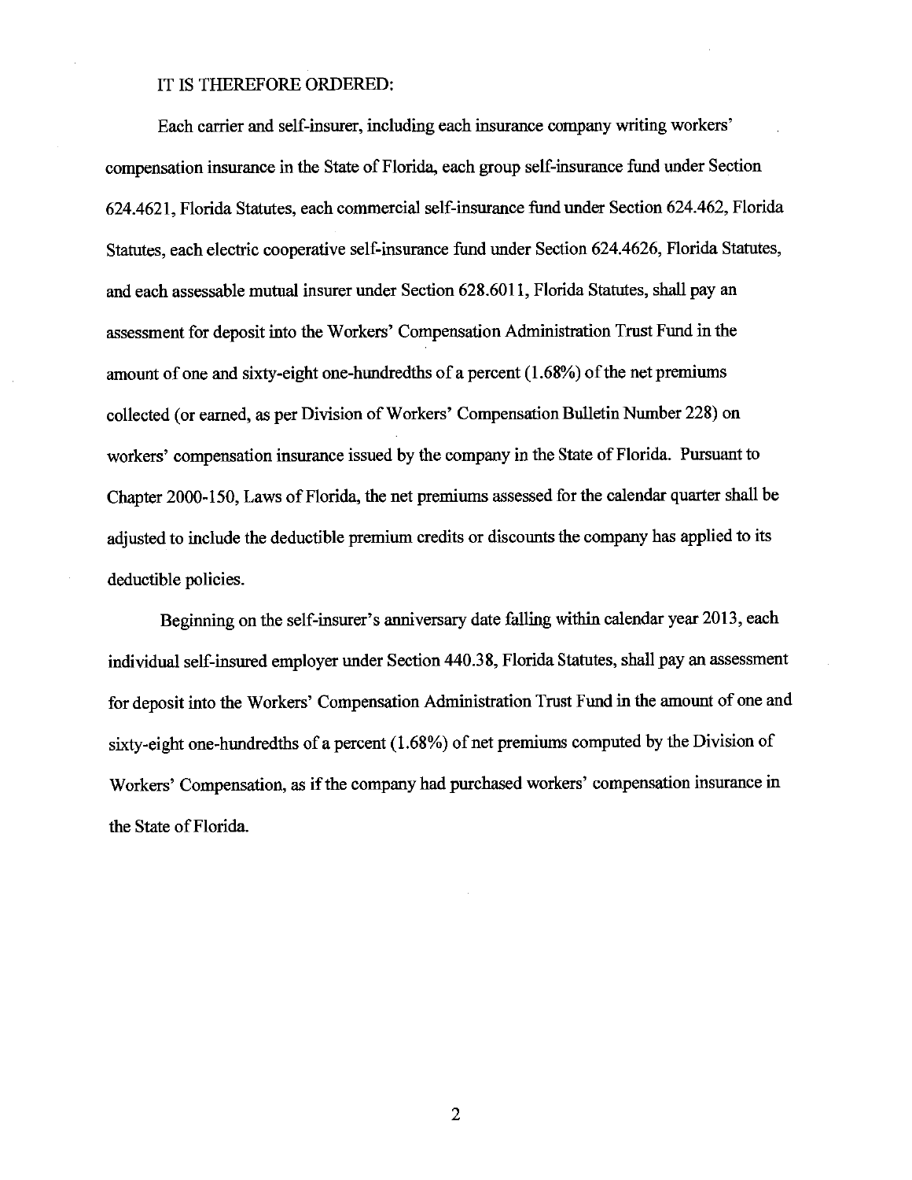IT IS THEREFORE ORDERED:

Each carrier and self-insurer, including each insurance company writing workers' compensation insurance in the State of Florida, each group self-insurance fund under Section 624.4621, Florida Statutes, each commercial self-insurance fund under Section 624.462, Florida Statutes, each electric cooperative self-insurance fund under Section 624.4626, Florida Statutes, and each assessable mutual insurer under Section 628.6011, Florida Statutes, shall pay an assessment for deposit into the Workers' Compensation Administration Trust Fund in the amount of one and sixty-eight one-hundredths of a percent (1.68%) of the net premiums collected (or earned, as per Division of Workers' Compensation Bulletin Number 228) on workers' compensation insurance issued by the company in the State of Florida. Pursuant to Chapter 2000-150, Laws of Florida, the net premiums assessed for the calendar quarter shall be adjusted to include the deductible premium credits or discounts the company has applied to its deductible policies.

Beginning on the self-insurer's anniversary date falling within calendar year 2013, each individual self-insured employer under Section 440.38, Florida Statutes, shall pay an assessment for deposit into the Workers' Compensation Administration Trust Fund in the amount of one and sixty-eight one-hundredths of a percent (1.68%) of net premiums computed by the Division of Workers' Compensation, as if the company had purchased workers' compensation insurance in the State of Florida.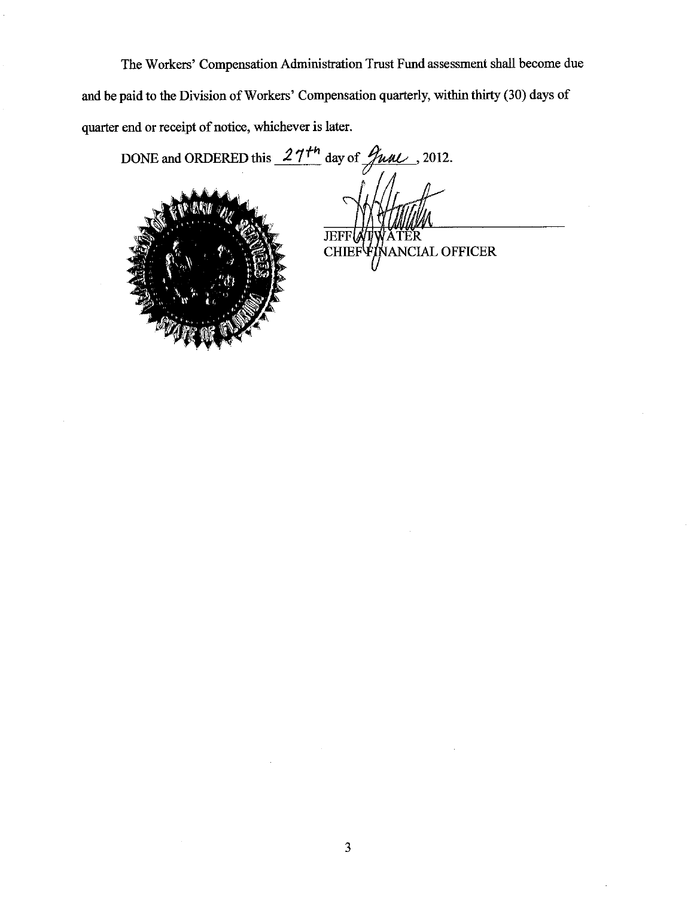The Workers' Compensation Administration Trust Fund assessment shall become due and be paid to the Division of Workers' Compensation quarterly, within thirty (30) days of quarter end or receipt of notice, whichever is later.

DONE and ORDERED this 27th day of June, 2012.

JEFF ATWATER
CHIEF FINANCIAL OFFICER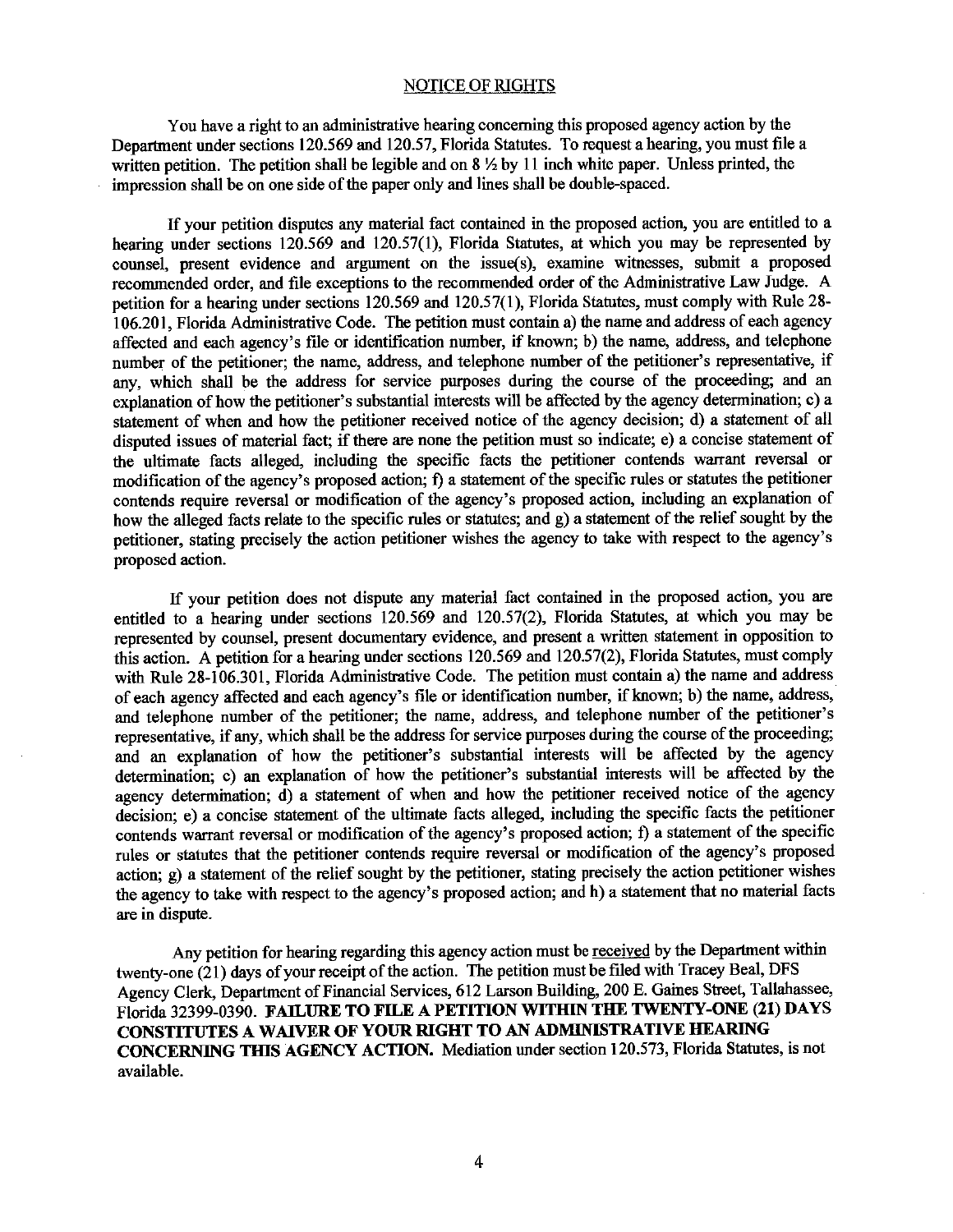## NOTICE OF RIGHTS

You have a right to an administrative hearing concerning this proposed agency action by the Department under sections 120.569 and 120.57, Florida Statutes. To request a hearing, you must file a written petition. The petition shall be legible and on 8 ½ by 11 inch white paper. Unless printed, the impression shall be on one side of the paper only and lines shall be double-spaced.

If your petition disputes any material fact contained in the proposed action, you are entitled to a hearing under sections 120.569 and 120.57(1), Florida Statutes, at which you may be represented by counsel, present evidence and argument on the issue(s), examine witnesses, submit a proposed recommended order, and file exceptions to the recommended order of the Administrative Law Judge. A petition for a hearing under sections 120.569 and 120.57(1), Florida Statutes, must comply with Rule 28-106.201, Florida Administrative Code. The petition must contain a) the name and address of each agency affected and each agency's file or identification number, if known; b) the name, address, and telephone number of the petitioner; the name, address, and telephone number of the petitioner's representative, if any, which shall be the address for service purposes during the course of the proceeding; and an explanation of how the petitioner's substantial interests will be affected by the agency determination; c) a statement of when and how the petitioner received notice of the agency decision; d) a statement of all disputed issues of material fact; if there are none the petition must so indicate; e) a concise statement of the ultimate facts alleged, including the specific facts the petitioner contends warrant reversal or modification of the agency's proposed action; f) a statement of the specific rules or statutes the petitioner contends require reversal or modification of the agency's proposed action, including an explanation of how the alleged facts relate to the specific rules or statutes; and g) a statement of the relief sought by the petitioner, stating precisely the action petitioner wishes the agency to take with respect to the agency's proposed action.

If your petition does not dispute any material fact contained in the proposed action, you are entitled to a hearing under sections 120.569 and 120.57(2), Florida Statutes, at which you may be represented by counsel, present documentary evidence, and present a written statement in opposition to this action. A petition for a hearing under sections 120.569 and 120.57(2), Florida Statutes, must comply with Rule 28-106.301, Florida Administrative Code. The petition must contain a) the name and address of each agency affected and each agency's file or identification number, if known; b) the name, address, and telephone number of the petitioner; the name, address, and telephone number of the petitioner's representative, if any, which shall be the address for service purposes during the course of the proceeding; and an explanation of how the petitioner's substantial interests will be affected by the agency determination; c) an explanation of how the petitioner's substantial interests will be affected by the agency determination; d) a statement of when and how the petitioner received notice of the agency decision; e) a concise statement of the ultimate facts alleged, including the specific facts the petitioner contends warrant reversal or modification of the agency's proposed action; f) a statement of the specific rules or statutes that the petitioner contends require reversal or modification of the agency's proposed action; g) a statement of the relief sought by the petitioner, stating precisely the action petitioner wishes the agency to take with respect to the agency's proposed action; and h) a statement that no material facts are in dispute.

Any petition for hearing regarding this agency action must be received by the Department within twenty-one (21) days of your receipt of the action. The petition must be filed with Tracey Beal, DFS Agency Clerk, Department of Financial Services, 612 Larson Building, 200 E. Gaines Street, Tallahassee, Florida 32399-0390. **FAILURE TO FILE A PETITION WITHIN THE TWENTY-ONE (21) DAYS CONSTITUTES A WAIVER OF YOUR RIGHT TO AN ADMINISTRATIVE HEARING CONCERNING THIS AGENCY ACTION.** Mediation under section 120.573, Florida Statutes, is not available.